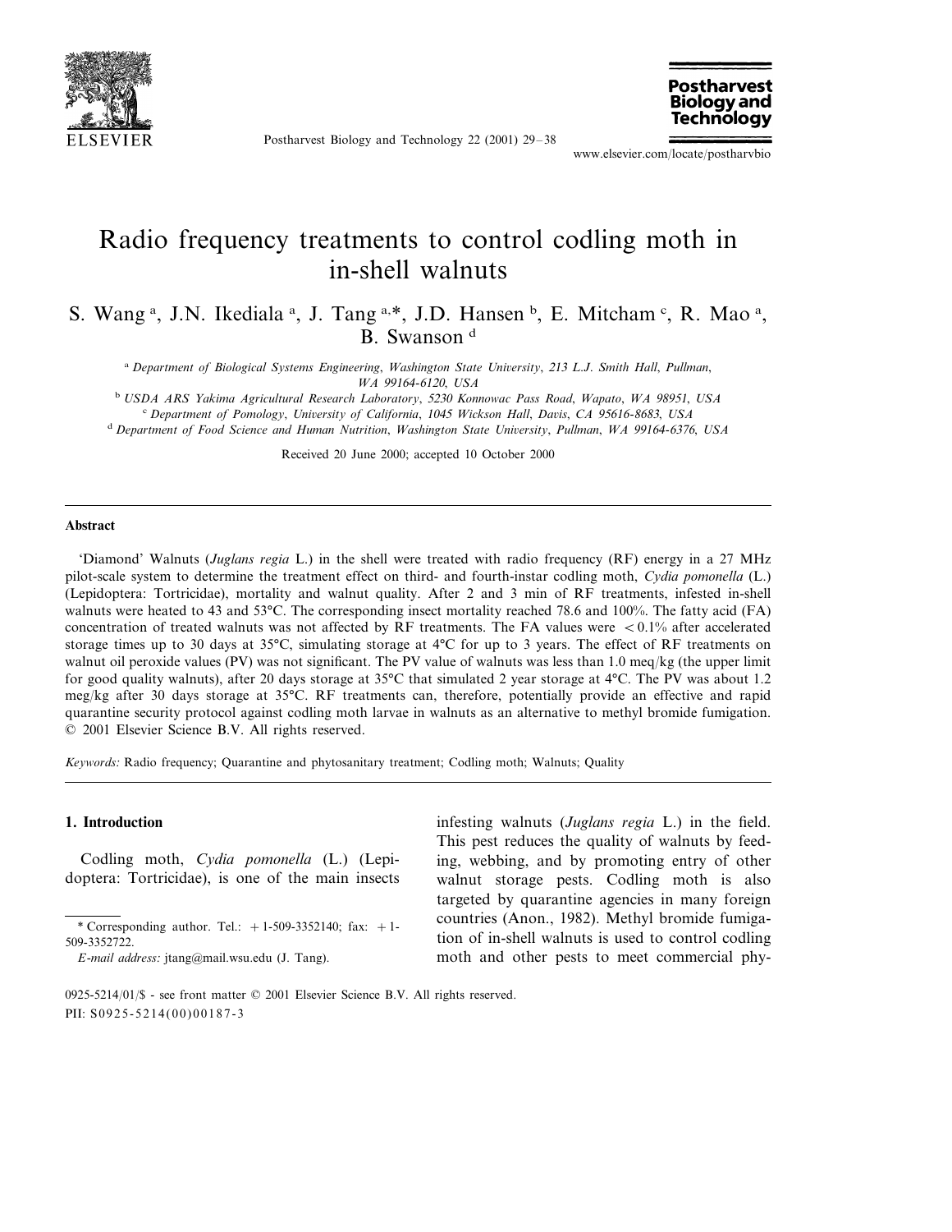# Radio frequency treatments to control codling moth in in-shell walnuts

S. Wang [a], J.N. Ikediala [a], J. Tang [a,*], J.D. Hansen [b], E. Mitcham [c], R. Mao [a], B. Swanson [d]

[a] *Department of Biological Systems Engineering, Washington State University, 213 L.J. Smith Hall, Pullman, WA 99164-6120, USA*

[b] *USDA ARS Yakima Agricultural Research Laboratory, 5230 Konnowac Pass Road, Wapato, WA 98951, USA*

[c] *Department of Pomology, University of California, 1045 Wickson Hall, Davis, CA 95616-8683, USA*

[d] *Department of Food Science and Human Nutrition, Washington State University, Pullman, WA 99164-6376, USA*

Received 20 June 2000; accepted 10 October 2000

## Abstract

'Diamond' Walnuts (*Juglans regia* L.) in the shell were treated with radio frequency (RF) energy in a 27 MHz pilot-scale system to determine the treatment effect on third- and fourth-instar codling moth, *Cydia pomonella* (L.) (Lepidoptera: Tortricidae), mortality and walnut quality. After 2 and 3 min of RF treatments, infested in-shell walnuts were heated to 43 and 53°C. The corresponding insect mortality reached 78.6 and 100%. The fatty acid (FA) concentration of treated walnuts was not affected by RF treatments. The FA values were $<0.1\%$ after accelerated storage times up to 30 days at 35°C, simulating storage at 4°C for up to 3 years. The effect of RF treatments on walnut oil peroxide values (PV) was not significant. The PV value of walnuts was less than 1.0 meq/kg (the upper limit for good quality walnuts), after 20 days storage at 35°C that simulated 2 year storage at 4°C. The PV was about 1.2 meg/kg after 30 days storage at 35°C. RF treatments can, therefore, potentially provide an effective and rapid quarantine security protocol against codling moth larvae in walnuts as an alternative to methyl bromide fumigation. © 2001 Elsevier Science B.V. All rights reserved.

*Keywords:* Radio frequency; Quarantine and phytosanitary treatment; Codling moth; Walnuts; Quality

## 1. Introduction

Codling moth, *Cydia pomonella* (L.) (Lepidoptera: Tortricidae), is one of the main insects infesting walnuts (*Juglans regia* L.) in the field. This pest reduces the quality of walnuts by feeding, webbing, and by promoting entry of other walnut storage pests. Codling moth is also targeted by quarantine agencies in many foreign countries (Anon., 1982). Methyl bromide fumigation of in-shell walnuts is used to control codling moth and other pests to meet commercial phy-

\* Corresponding author. Tel.: +1-509-3352140; fax: +1-509-3352722.
*E-mail address:* jtang@mail.wsu.edu (J. Tang).

0925-5214/01/$ - see front matter © 2001 Elsevier Science B.V. All rights reserved.
PII: S0925-5214(00)00187-3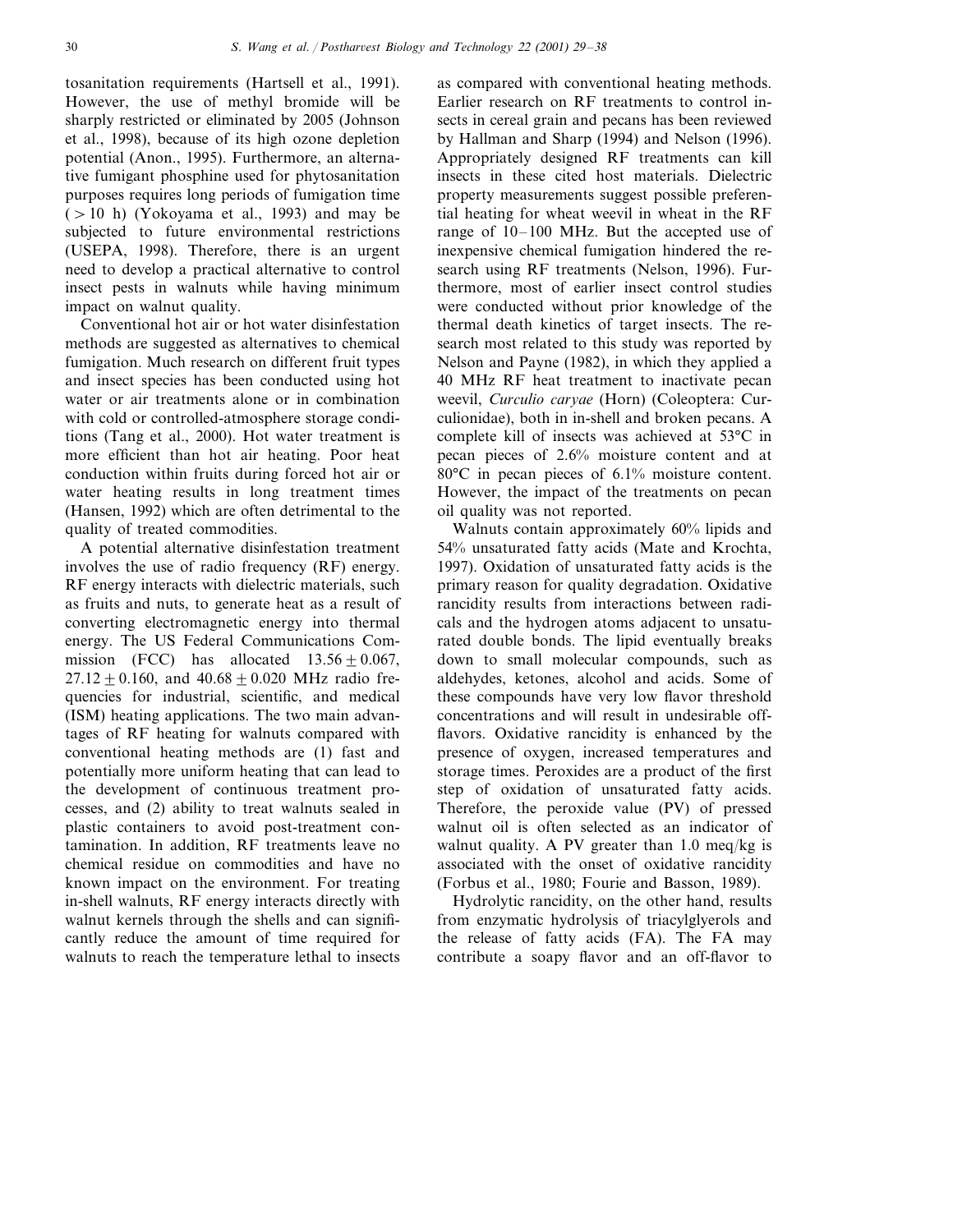tosanitation requirements (Hartsell et al., 1991). However, the use of methyl bromide will be sharply restricted or eliminated by 2005 (Johnson et al., 1998), because of its high ozone depletion potential (Anon., 1995). Furthermore, an alternative fumigant phosphine used for phytosanitation purposes requires long periods of fumigation time ($> 10$ h) (Yokoyama et al., 1993) and may be subjected to future environmental restrictions (USEPA, 1998). Therefore, there is an urgent need to develop a practical alternative to control insect pests in walnuts while having minimum impact on walnut quality.

Conventional hot air or hot water disinfestation methods are suggested as alternatives to chemical fumigation. Much research on different fruit types and insect species has been conducted using hot water or air treatments alone or in combination with cold or controlled-atmosphere storage conditions (Tang et al., 2000). Hot water treatment is more efficient than hot air heating. Poor heat conduction within fruits during forced hot air or water heating results in long treatment times (Hansen, 1992) which are often detrimental to the quality of treated commodities.

A potential alternative disinfestation treatment involves the use of radio frequency (RF) energy. RF energy interacts with dielectric materials, such as fruits and nuts, to generate heat as a result of converting electromagnetic energy into thermal energy. The US Federal Communications Commission (FCC) has allocated $13.56 \pm 0.067$, $27.12 \pm 0.160$, and $40.68 \pm 0.020$ MHz radio frequencies for industrial, scientific, and medical (ISM) heating applications. The two main advantages of RF heating for walnuts compared with conventional heating methods are (1) fast and potentially more uniform heating that can lead to the development of continuous treatment processes, and (2) ability to treat walnuts sealed in plastic containers to avoid post-treatment contamination. In addition, RF treatments leave no chemical residue on commodities and have no known impact on the environment. For treating in-shell walnuts, RF energy interacts directly with walnut kernels through the shells and can significantly reduce the amount of time required for walnuts to reach the temperature lethal to insects as compared with conventional heating methods. Earlier research on RF treatments to control insects in cereal grain and pecans has been reviewed by Hallman and Sharp (1994) and Nelson (1996). Appropriately designed RF treatments can kill insects in these cited host materials. Dielectric property measurements suggest possible preferential heating for wheat weevil in wheat in the RF range of 10–100 MHz. But the accepted use of inexpensive chemical fumigation hindered the research using RF treatments (Nelson, 1996). Furthermore, most of earlier insect control studies were conducted without prior knowledge of the thermal death kinetics of target insects. The research most related to this study was reported by Nelson and Payne (1982), in which they applied a 40 MHz RF heat treatment to inactivate pecan weevil, *Curculio caryae* (Horn) (Coleoptera: Curculionidae), both in in-shell and broken pecans. A complete kill of insects was achieved at 53°C in pecan pieces of 2.6% moisture content and at 80°C in pecan pieces of 6.1% moisture content. However, the impact of the treatments on pecan oil quality was not reported.

Walnuts contain approximately 60% lipids and 54% unsaturated fatty acids (Mate and Krochta, 1997). Oxidation of unsaturated fatty acids is the primary reason for quality degradation. Oxidative rancidity results from interactions between radicals and the hydrogen atoms adjacent to unsaturated double bonds. The lipid eventually breaks down to small molecular compounds, such as aldehydes, ketones, alcohol and acids. Some of these compounds have very low flavor threshold concentrations and will result in undesirable off-flavors. Oxidative rancidity is enhanced by the presence of oxygen, increased temperatures and storage times. Peroxides are a product of the first step of oxidation of unsaturated fatty acids. Therefore, the peroxide value (PV) of pressed walnut oil is often selected as an indicator of walnut quality. A PV greater than 1.0 meq/kg is associated with the onset of oxidative rancidity (Forbus et al., 1980; Fourie and Basson, 1989).

Hydrolytic rancidity, on the other hand, results from enzymatic hydrolysis of triacylglyerols and the release of fatty acids (FA). The FA may contribute a soapy flavor and an off-flavor to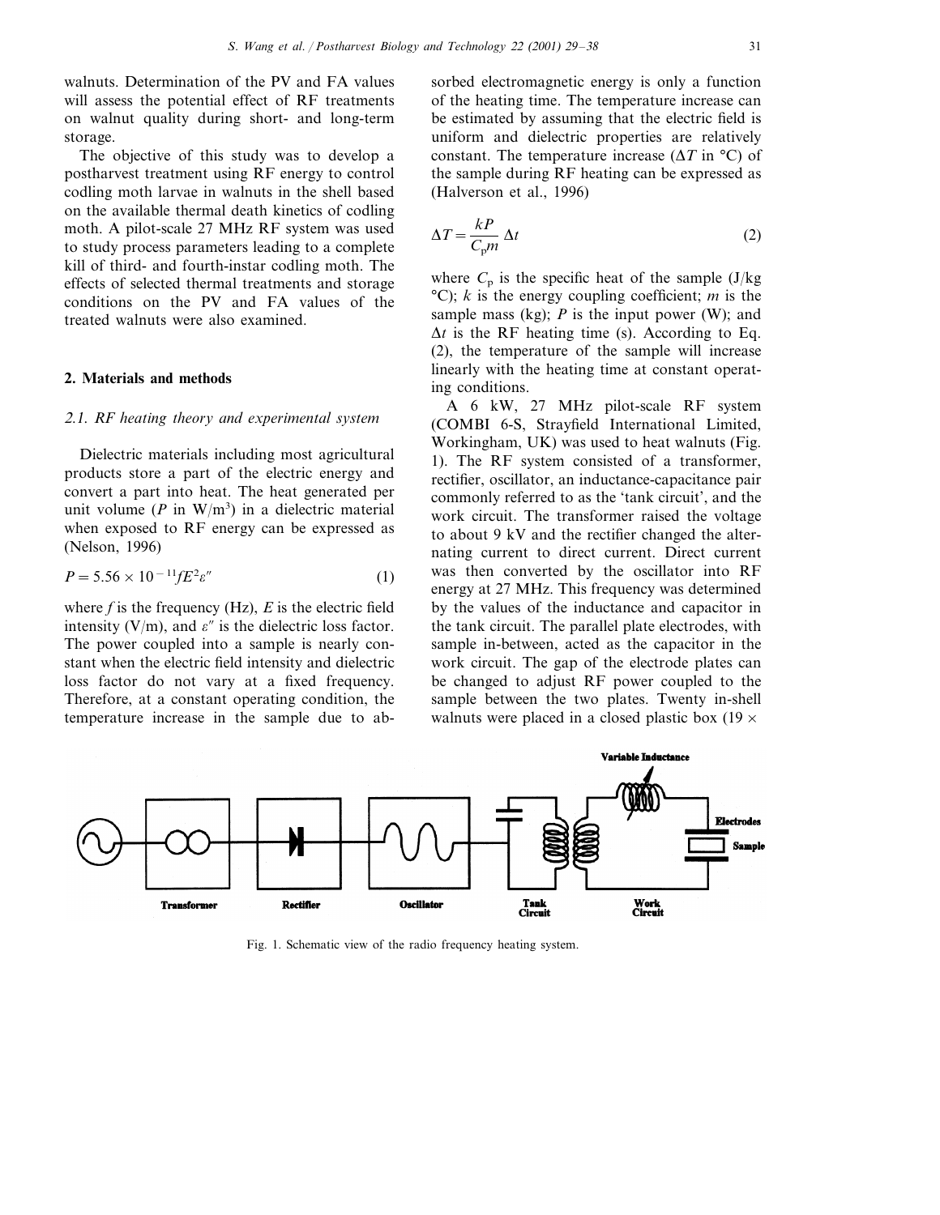walnuts. Determination of the PV and FA values will assess the potential effect of RF treatments on walnut quality during short- and long-term storage.

The objective of this study was to develop a postharvest treatment using RF energy to control codling moth larvae in walnuts in the shell based on the available thermal death kinetics of codling moth. A pilot-scale 27 MHz RF system was used to study process parameters leading to a complete kill of third- and fourth-instar codling moth. The effects of selected thermal treatments and storage conditions on the PV and FA values of the treated walnuts were also examined.

## 2. Materials and methods

### 2.1. RF heating theory and experimental system

Dielectric materials including most agricultural products store a part of the electric energy and convert a part into heat. The heat generated per unit volume ($P$ in W/m$^3$) in a dielectric material when exposed to RF energy can be expressed as (Nelson, 1996)

$$P = 5.56 \times 10^{-11} f E^2 \varepsilon'' \tag{1}$$

where $f$ is the frequency (Hz), $E$ is the electric field intensity (V/m), and $\varepsilon''$ is the dielectric loss factor. The power coupled into a sample is nearly constant when the electric field intensity and dielectric loss factor do not vary at a fixed frequency. Therefore, at a constant operating condition, the temperature increase in the sample due to absorbed electromagnetic energy is only a function of the heating time. The temperature increase can be estimated by assuming that the electric field is uniform and dielectric properties are relatively constant. The temperature increase ($\Delta T$ in °C) of the sample during RF heating can be expressed as (Halverson et al., 1996)

$$\Delta T = \frac{kP}{C_p m} \Delta t \tag{2}$$

where $C_p$ is the specific heat of the sample (J/kg °C); $k$ is the energy coupling coefficient; $m$ is the sample mass (kg); $P$ is the input power (W); and $\Delta t$ is the RF heating time (s). According to Eq. (2), the temperature of the sample will increase linearly with the heating time at constant operating conditions.

A 6 kW, 27 MHz pilot-scale RF system (COMBI 6-S, Strayfield International Limited, Workingham, UK) was used to heat walnuts (Fig. 1). The RF system consisted of a transformer, rectifier, oscillator, an inductance-capacitance pair commonly referred to as the 'tank circuit', and the work circuit. The transformer raised the voltage to about 9 kV and the rectifier changed the alternating current to direct current. Direct current was then converted by the oscillator into RF energy at 27 MHz. This frequency was determined by the values of the inductance and capacitor in the tank circuit. The parallel plate electrodes, with sample in-between, acted as the capacitor in the work circuit. The gap of the electrode plates can be changed to adjust RF power coupled to the sample between the two plates. Twenty in-shell walnuts were placed in a closed plastic box (19 ×

Fig. 1. Schematic view of the radio frequency heating system.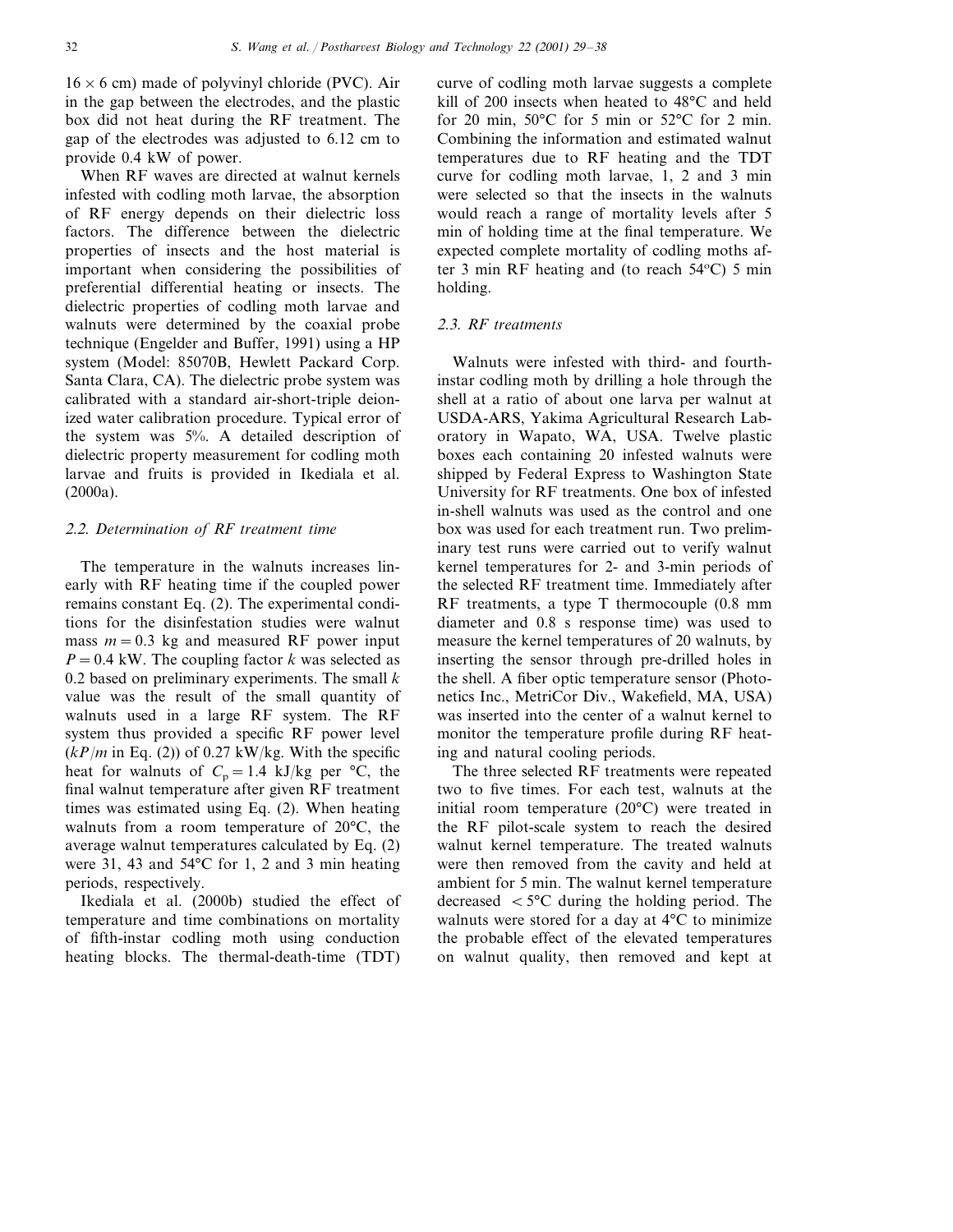16 × 6 cm) made of polyvinyl chloride (PVC). Air in the gap between the electrodes, and the plastic box did not heat during the RF treatment. The gap of the electrodes was adjusted to 6.12 cm to provide 0.4 kW of power.

When RF waves are directed at walnut kernels infested with codling moth larvae, the absorption of RF energy depends on their dielectric loss factors. The difference between the dielectric properties of insects and the host material is important when considering the possibilities of preferential differential heating or insects. The dielectric properties of codling moth larvae and walnuts were determined by the coaxial probe technique (Engelder and Buffer, 1991) using a HP system (Model: 85070B, Hewlett Packard Corp. Santa Clara, CA). The dielectric probe system was calibrated with a standard air-short-triple deionized water calibration procedure. Typical error of the system was 5%. A detailed description of dielectric property measurement for codling moth larvae and fruits is provided in Ikediala et al. (2000a).

### 2.2. Determination of RF treatment time

The temperature in the walnuts increases linearly with RF heating time if the coupled power remains constant Eq. (2). The experimental conditions for the disinfestation studies were walnut mass $m = 0.3$ kg and measured RF power input $P = 0.4$ kW. The coupling factor $k$ was selected as 0.2 based on preliminary experiments. The small $k$ value was the result of the small quantity of walnuts used in a large RF system. The RF system thus provided a specific RF power level ($kP/m$ in Eq. (2)) of 0.27 kW/kg. With the specific heat for walnuts of $C_p = 1.4$ kJ/kg per °C, the final walnut temperature after given RF treatment times was estimated using Eq. (2). When heating walnuts from a room temperature of 20°C, the average walnut temperatures calculated by Eq. (2) were 31, 43 and 54°C for 1, 2 and 3 min heating periods, respectively.

Ikediala et al. (2000b) studied the effect of temperature and time combinations on mortality of fifth-instar codling moth using conduction heating blocks. The thermal-death-time (TDT) curve of codling moth larvae suggests a complete kill of 200 insects when heated to 48°C and held for 20 min, 50°C for 5 min or 52°C for 2 min. Combining the information and estimated walnut temperatures due to RF heating and the TDT curve for codling moth larvae, 1, 2 and 3 min were selected so that the insects in the walnuts would reach a range of mortality levels after 5 min of holding time at the final temperature. We expected complete mortality of codling moths after 3 min RF heating and (to reach 54°C) 5 min holding.

### 2.3. RF treatments

Walnuts were infested with third- and fourth-instar codling moth by drilling a hole through the shell at a ratio of about one larva per walnut at USDA-ARS, Yakima Agricultural Research Laboratory in Wapato, WA, USA. Twelve plastic boxes each containing 20 infested walnuts were shipped by Federal Express to Washington State University for RF treatments. One box of infested in-shell walnuts was used as the control and one box was used for each treatment run. Two preliminary test runs were carried out to verify walnut kernel temperatures for 2- and 3-min periods of the selected RF treatment time. Immediately after RF treatments, a type T thermocouple (0.8 mm diameter and 0.8 s response time) was used to measure the kernel temperatures of 20 walnuts, by inserting the sensor through pre-drilled holes in the shell. A fiber optic temperature sensor (Photonetics Inc., MetriCor Div., Wakefield, MA, USA) was inserted into the center of a walnut kernel to monitor the temperature profile during RF heating and natural cooling periods.

The three selected RF treatments were repeated two to five times. For each test, walnuts at the initial room temperature (20°C) were treated in the RF pilot-scale system to reach the desired walnut kernel temperature. The treated walnuts were then removed from the cavity and held at ambient for 5 min. The walnut kernel temperature decreased $< 5$°C during the holding period. The walnuts were stored for a day at 4°C to minimize the probable effect of the elevated temperatures on walnut quality, then removed and kept at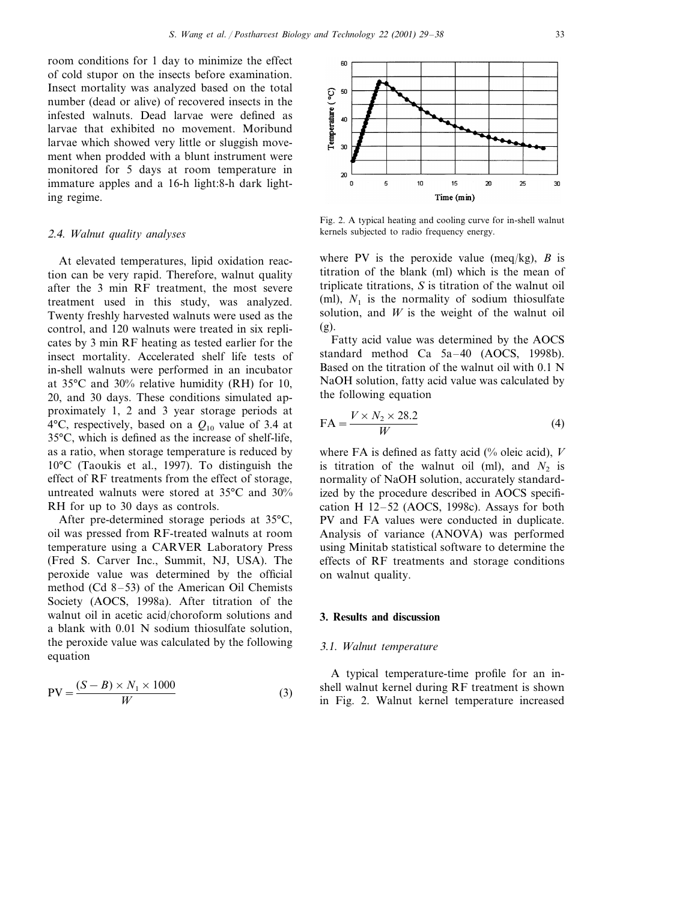room conditions for 1 day to minimize the effect of cold stupor on the insects before examination. Insect mortality was analyzed based on the total number (dead or alive) of recovered insects in the infested walnuts. Dead larvae were defined as larvae that exhibited no movement. Moribund larvae which showed very little or sluggish movement when prodded with a blunt instrument were monitored for 5 days at room temperature in immature apples and a 16-h light:8-h dark lighting regime.

### 2.4. Walnut quality analyses

At elevated temperatures, lipid oxidation reaction can be very rapid. Therefore, walnut quality after the 3 min RF treatment, the most severe treatment used in this study, was analyzed. Twenty freshly harvested walnuts were used as the control, and 120 walnuts were treated in six replicates by 3 min RF heating as tested earlier for the insect mortality. Accelerated shelf life tests of in-shell walnuts were performed in an incubator at 35°C and 30% relative humidity (RH) for 10, 20, and 30 days. These conditions simulated approximately 1, 2 and 3 year storage periods at 4°C, respectively, based on a $Q_{10}$ value of 3.4 at 35°C, which is defined as the increase of shelf-life, as a ratio, when storage temperature is reduced by 10°C (Taoukis et al., 1997). To distinguish the effect of RF treatments from the effect of storage, untreated walnuts were stored at 35°C and 30% RH for up to 30 days as controls.

After pre-determined storage periods at 35°C, oil was pressed from RF-treated walnuts at room temperature using a CARVER Laboratory Press (Fred S. Carver Inc., Summit, NJ, USA). The peroxide value was determined by the official method (Cd 8–53) of the American Oil Chemists Society (AOCS, 1998a). After titration of the walnut oil in acetic acid/choroform solutions and a blank with 0.01 N sodium thiosulfate solution, the peroxide value was calculated by the following equation

$$\mathrm{PV} = \frac{(S - B) \times N_1 \times 1000}{W} \tag{3}$$

where PV is the peroxide value (meq/kg), $B$ is titration of the blank (ml) which is the mean of triplicate titrations, $S$ is titration of the walnut oil (ml), $N_1$ is the normality of sodium thiosulfate solution, and $W$ is the weight of the walnut oil (g).

Fatty acid value was determined by the AOCS standard method Ca 5a–40 (AOCS, 1998b). Based on the titration of the walnut oil with 0.1 N NaOH solution, fatty acid value was calculated by the following equation

$$\mathrm{FA} = \frac{V \times N_2 \times 28.2}{W} \tag{4}$$

where FA is defined as fatty acid (% oleic acid), $V$ is titration of the walnut oil (ml), and $N_2$ is normality of NaOH solution, accurately standardized by the procedure described in AOCS specification H 12–52 (AOCS, 1998c). Assays for both PV and FA values were conducted in duplicate. Analysis of variance (ANOVA) was performed using Minitab statistical software to determine the effects of RF treatments and storage conditions on walnut quality.

## 3. Results and discussion

### 3.1. Walnut temperature

Fig. 2. A typical heating and cooling curve for in-shell walnut kernels subjected to radio frequency energy.

A typical temperature-time profile for an in-shell walnut kernel during RF treatment is shown in Fig. 2. Walnut kernel temperature increased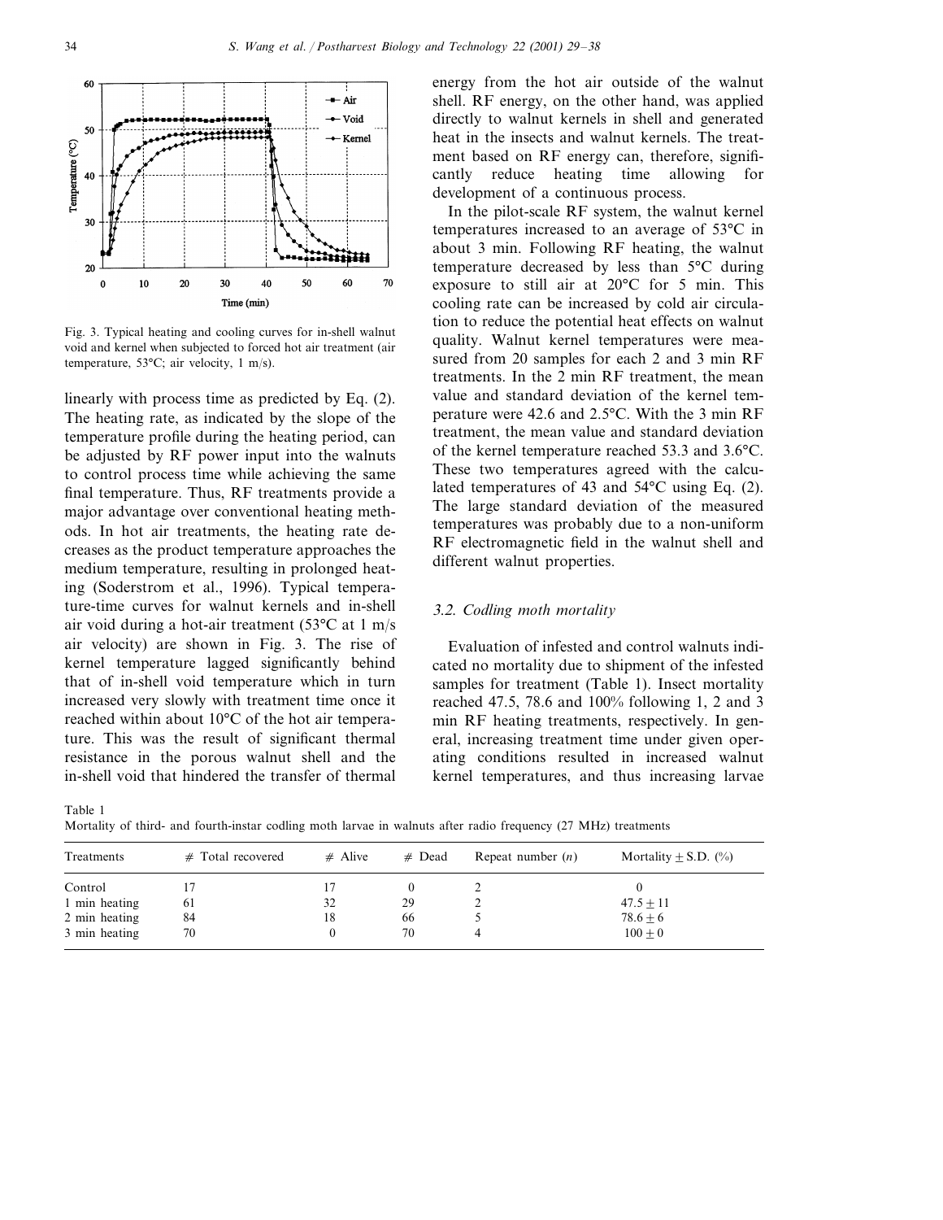Fig. 3. Typical heating and cooling curves for in-shell walnut void and kernel when subjected to forced hot air treatment (air temperature, 53°C; air velocity, 1 m/s).

linearly with process time as predicted by Eq. (2). The heating rate, as indicated by the slope of the temperature profile during the heating period, can be adjusted by RF power input into the walnuts to control process time while achieving the same final temperature. Thus, RF treatments provide a major advantage over conventional heating methods. In hot air treatments, the heating rate decreases as the product temperature approaches the medium temperature, resulting in prolonged heating (Soderstrom et al., 1996). Typical temperature-time curves for walnut kernels and in-shell air void during a hot-air treatment (53°C at 1 m/s air velocity) are shown in Fig. 3. The rise of kernel temperature lagged significantly behind that of in-shell void temperature which in turn increased very slowly with treatment time once it reached within about 10°C of the hot air temperature. This was the result of significant thermal resistance in the porous walnut shell and the in-shell void that hindered the transfer of thermal energy from the hot air outside of the walnut shell. RF energy, on the other hand, was applied directly to walnut kernels in shell and generated heat in the insects and walnut kernels. The treatment based on RF energy can, therefore, significantly reduce heating time allowing for development of a continuous process.

In the pilot-scale RF system, the walnut kernel temperatures increased to an average of 53°C in about 3 min. Following RF heating, the walnut temperature decreased by less than 5°C during exposure to still air at 20°C for 5 min. This cooling rate can be increased by cold air circulation to reduce the potential heat effects on walnut quality. Walnut kernel temperatures were measured from 20 samples for each 2 and 3 min RF treatments. In the 2 min RF treatment, the mean value and standard deviation of the kernel temperature were 42.6 and 2.5°C. With the 3 min RF treatment, the mean value and standard deviation of the kernel temperature reached 53.3 and 3.6°C. These two temperatures agreed with the calculated temperatures of 43 and 54°C using Eq. (2). The large standard deviation of the measured temperatures was probably due to a non-uniform RF electromagnetic field in the walnut shell and different walnut properties.

### 3.2. Codling moth mortality

Evaluation of infested and control walnuts indicated no mortality due to shipment of the infested samples for treatment (Table 1). Insect mortality reached 47.5, 78.6 and 100% following 1, 2 and 3 min RF heating treatments, respectively. In general, increasing treatment time under given operating conditions resulted in increased walnut kernel temperatures, and thus increasing larvae

Table 1
Mortality of third- and fourth-instar codling moth larvae in walnuts after radio frequency (27 MHz) treatments

| Treatments | # Total recovered | # Alive | # Dead | Repeat number ($n$) | Mortality ± S.D. (%) |
|---|---|---|---|---|---|
| Control | 17 | 17 | 0 | 2 | 0 |
| 1 min heating | 61 | 32 | 29 | 2 | 47.5 ± 11 |
| 2 min heating | 84 | 18 | 66 | 5 | 78.6 ± 6 |
| 3 min heating | 70 | 0 | 70 | 4 | 100 ± 0 |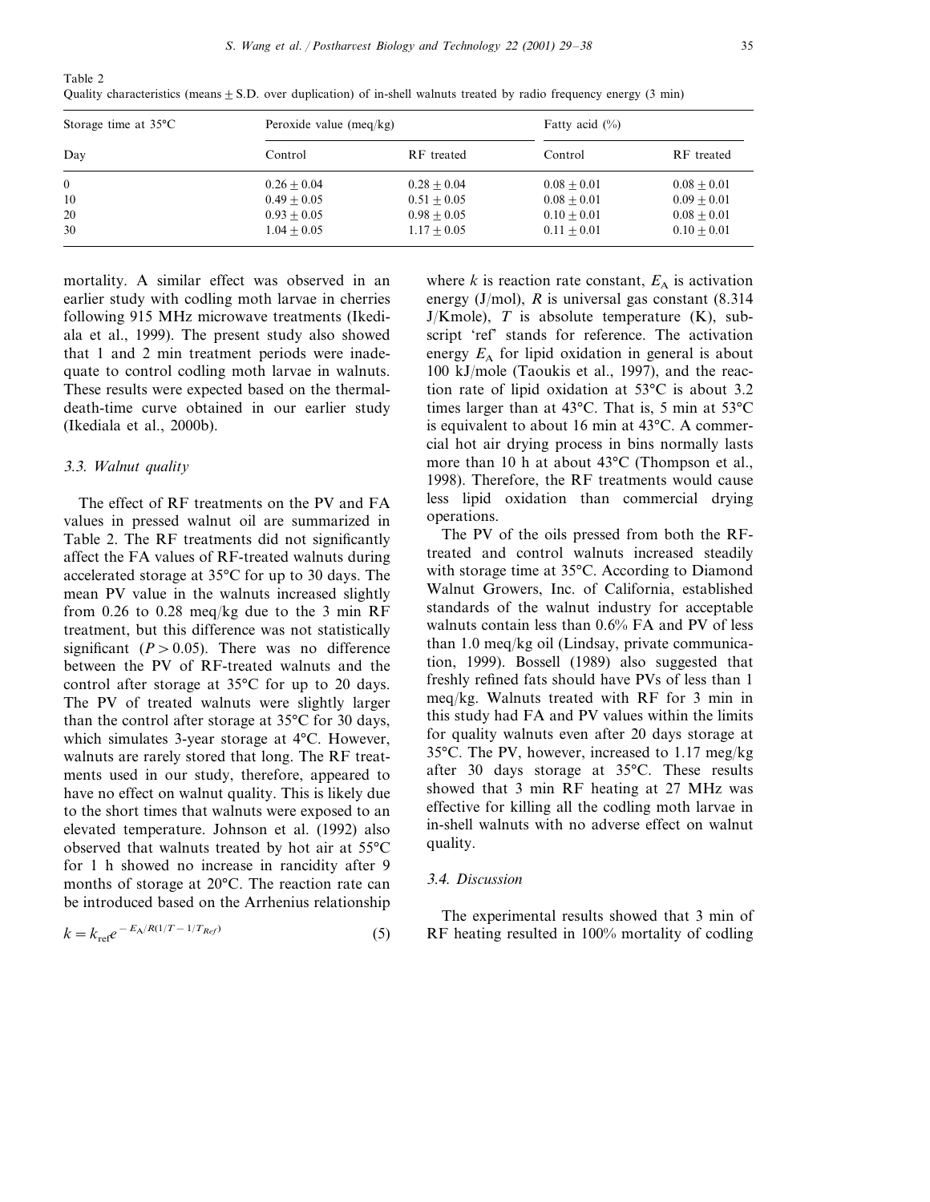Table 2
Quality characteristics (means ± S.D. over duplication) of in-shell walnuts treated by radio frequency energy (3 min)

| Storage time at 35°C | Peroxide value (meq/kg) | | Fatty acid (%) | |
|---|---|---|---|---|
| Day | Control | RF treated | Control | RF treated |
| 0 | 0.26 ± 0.04 | 0.28 ± 0.04 | 0.08 ± 0.01 | 0.08 ± 0.01 |
| 10 | 0.49 ± 0.05 | 0.51 ± 0.05 | 0.08 ± 0.01 | 0.09 ± 0.01 |
| 20 | 0.93 ± 0.05 | 0.98 ± 0.05 | 0.10 ± 0.01 | 0.08 ± 0.01 |
| 30 | 1.04 ± 0.05 | 1.17 ± 0.05 | 0.11 ± 0.01 | 0.10 ± 0.01 |

mortality. A similar effect was observed in an earlier study with codling moth larvae in cherries following 915 MHz microwave treatments (Ikediala et al., 1999). The present study also showed that 1 and 2 min treatment periods were inadequate to control codling moth larvae in walnuts. These results were expected based on the thermal-death-time curve obtained in our earlier study (Ikediala et al., 2000b).

### 3.3. Walnut quality

The effect of RF treatments on the PV and FA values in pressed walnut oil are summarized in Table 2. The RF treatments did not significantly affect the FA values of RF-treated walnuts during accelerated storage at 35°C for up to 30 days. The mean PV value in the walnuts increased slightly from 0.26 to 0.28 meq/kg due to the 3 min RF treatment, but this difference was not statistically significant ($P > 0.05$). There was no difference between the PV of RF-treated walnuts and the control after storage at 35°C for up to 20 days. The PV of treated walnuts were slightly larger than the control after storage at 35°C for 30 days, which simulates 3-year storage at 4°C. However, walnuts are rarely stored that long. The RF treatments used in our study, therefore, appeared to have no effect on walnut quality. This is likely due to the short times that walnuts were exposed to an elevated temperature. Johnson et al. (1992) also observed that walnuts treated by hot air at 55°C for 1 h showed no increase in rancidity after 9 months of storage at 20°C. The reaction rate can be introduced based on the Arrhenius relationship

$$k = k_{\mathrm{ref}} e^{-E_{\mathrm{A}}/R(1/T - 1/T_{Ref})} \tag{5}$$

where $k$ is reaction rate constant, $E_{\mathrm{A}}$ is activation energy (J/mol), $R$ is universal gas constant (8.314 J/Kmole), $T$ is absolute temperature (K), subscript 'ref' stands for reference. The activation energy $E_{\mathrm{A}}$ for lipid oxidation in general is about 100 kJ/mole (Taoukis et al., 1997), and the reaction rate of lipid oxidation at 53°C is about 3.2 times larger than at 43°C. That is, 5 min at 53°C is equivalent to about 16 min at 43°C. A commercial hot air drying process in bins normally lasts more than 10 h at about 43°C (Thompson et al., 1998). Therefore, the RF treatments would cause less lipid oxidation than commercial drying operations.

The PV of the oils pressed from both the RF-treated and control walnuts increased steadily with storage time at 35°C. According to Diamond Walnut Growers, Inc. of California, established standards of the walnut industry for acceptable walnuts contain less than 0.6% FA and PV of less than 1.0 meq/kg oil (Lindsay, private communication, 1999). Bossell (1989) also suggested that freshly refined fats should have PVs of less than 1 meq/kg. Walnuts treated with RF for 3 min in this study had FA and PV values within the limits for quality walnuts even after 20 days storage at 35°C. The PV, however, increased to 1.17 meg/kg after 30 days storage at 35°C. These results showed that 3 min RF heating at 27 MHz was effective for killing all the codling moth larvae in in-shell walnuts with no adverse effect on walnut quality.

### 3.4. Discussion

The experimental results showed that 3 min of RF heating resulted in 100% mortality of codling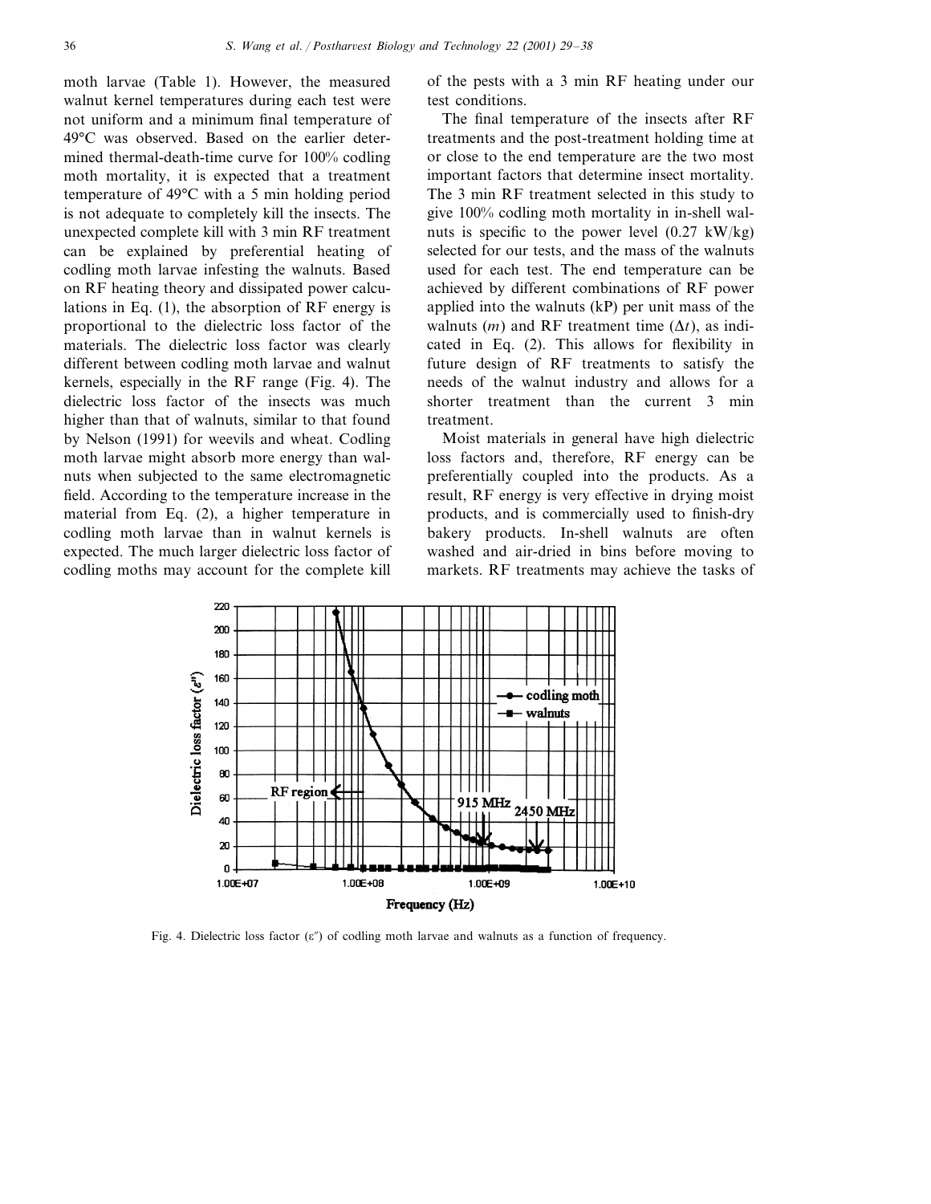moth larvae (Table 1). However, the measured walnut kernel temperatures during each test were not uniform and a minimum final temperature of 49°C was observed. Based on the earlier determined thermal-death-time curve for 100% codling moth mortality, it is expected that a treatment temperature of 49°C with a 5 min holding period is not adequate to completely kill the insects. The unexpected complete kill with 3 min RF treatment can be explained by preferential heating of codling moth larvae infesting the walnuts. Based on RF heating theory and dissipated power calculations in Eq. (1), the absorption of RF energy is proportional to the dielectric loss factor of the materials. The dielectric loss factor was clearly different between codling moth larvae and walnut kernels, especially in the RF range (Fig. 4). The dielectric loss factor of the insects was much higher than that of walnuts, similar to that found by Nelson (1991) for weevils and wheat. Codling moth larvae might absorb more energy than walnuts when subjected to the same electromagnetic field. According to the temperature increase in the material from Eq. (2), a higher temperature in codling moth larvae than in walnut kernels is expected. The much larger dielectric loss factor of codling moths may account for the complete kill of the pests with a 3 min RF heating under our test conditions.

The final temperature of the insects after RF treatments and the post-treatment holding time at or close to the end temperature are the two most important factors that determine insect mortality. The 3 min RF treatment selected in this study to give 100% codling moth mortality in in-shell walnuts is specific to the power level (0.27 kW/kg) selected for our tests, and the mass of the walnuts used for each test. The end temperature can be achieved by different combinations of RF power applied into the walnuts (kP) per unit mass of the walnuts ($m$) and RF treatment time ($\Delta t$), as indicated in Eq. (2). This allows for flexibility in future design of RF treatments to satisfy the needs of the walnut industry and allows for a shorter treatment than the current 3 min treatment.

Moist materials in general have high dielectric loss factors and, therefore, RF energy can be preferentially coupled into the products. As a result, RF energy is very effective in drying moist products, and is commercially used to finish-dry bakery products. In-shell walnuts are often washed and air-dried in bins before moving to markets. RF treatments may achieve the tasks of

Fig. 4. Dielectric loss factor ($\varepsilon''$) of codling moth larvae and walnuts as a function of frequency.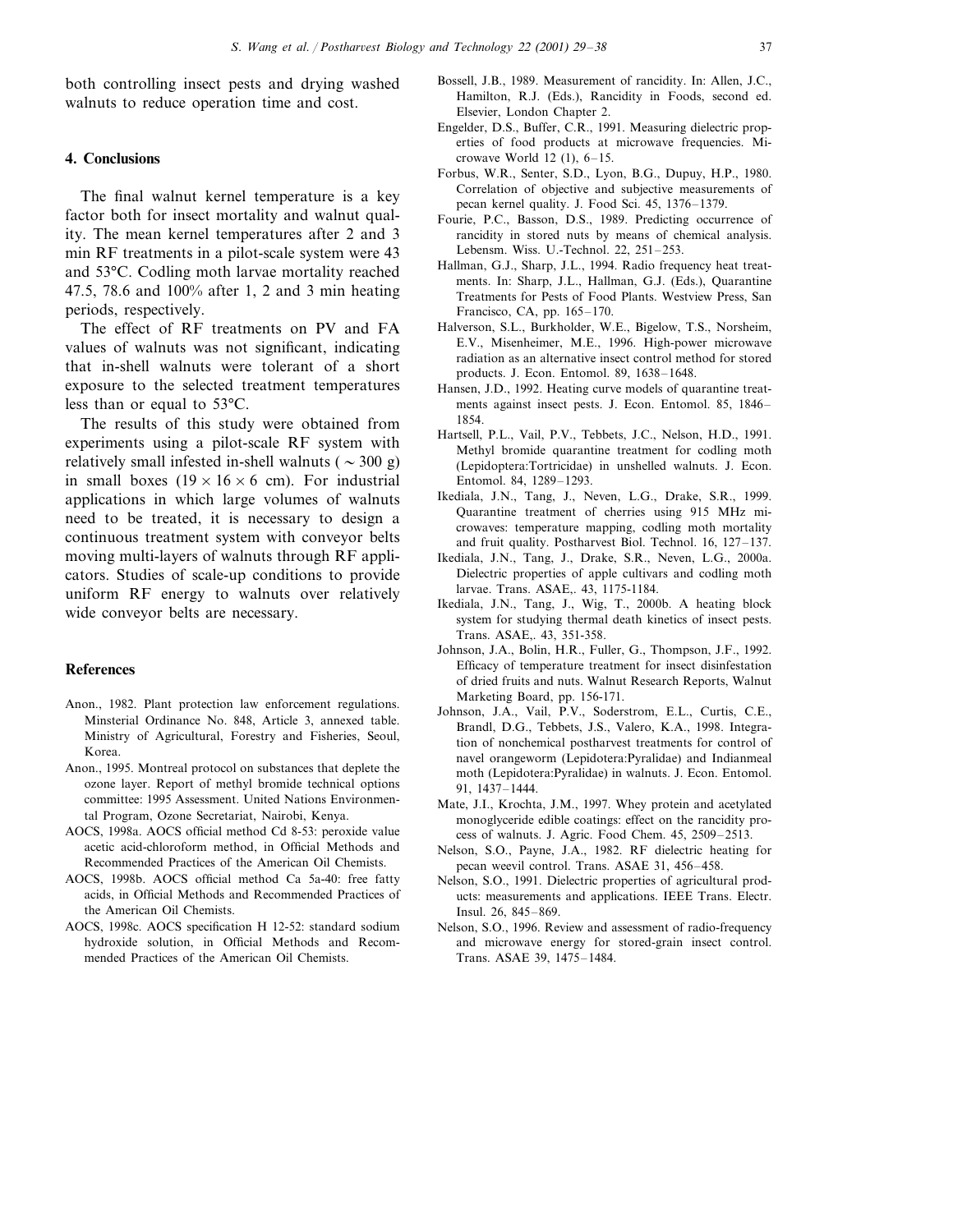both controlling insect pests and drying washed walnuts to reduce operation time and cost.

## 4. Conclusions

The final walnut kernel temperature is a key factor both for insect mortality and walnut quality. The mean kernel temperatures after 2 and 3 min RF treatments in a pilot-scale system were 43 and 53°C. Codling moth larvae mortality reached 47.5, 78.6 and 100% after 1, 2 and 3 min heating periods, respectively.

The effect of RF treatments on PV and FA values of walnuts was not significant, indicating that in-shell walnuts were tolerant of a short exposure to the selected treatment temperatures less than or equal to 53°C.

The results of this study were obtained from experiments using a pilot-scale RF system with relatively small infested in-shell walnuts ( $\sim$ 300 g) in small boxes ($19 \times 16 \times 6$ cm). For industrial applications in which large volumes of walnuts need to be treated, it is necessary to design a continuous treatment system with conveyor belts moving multi-layers of walnuts through RF applicators. Studies of scale-up conditions to provide uniform RF energy to walnuts over relatively wide conveyor belts are necessary.

## References

Anon., 1982. Plant protection law enforcement regulations. Minsterial Ordinance No. 848, Article 3, annexed table. Ministry of Agricultural, Forestry and Fisheries, Seoul, Korea.

Anon., 1995. Montreal protocol on substances that deplete the ozone layer. Report of methyl bromide technical options committee: 1995 Assessment. United Nations Environmental Program, Ozone Secretariat, Nairobi, Kenya.

AOCS, 1998a. AOCS official method Cd 8-53: peroxide value acetic acid-chloroform method, in Official Methods and Recommended Practices of the American Oil Chemists.

AOCS, 1998b. AOCS official method Ca 5a-40: free fatty acids, in Official Methods and Recommended Practices of the American Oil Chemists.

AOCS, 1998c. AOCS specification H 12-52: standard sodium hydroxide solution, in Official Methods and Recommended Practices of the American Oil Chemists.

Bossell, J.B., 1989. Measurement of rancidity. In: Allen, J.C., Hamilton, R.J. (Eds.), Rancidity in Foods, second ed. Elsevier, London Chapter 2.

Engelder, D.S., Buffer, C.R., 1991. Measuring dielectric properties of food products at microwave frequencies. Microwave World 12 (1), 6–15.

Forbus, W.R., Senter, S.D., Lyon, B.G., Dupuy, H.P., 1980. Correlation of objective and subjective measurements of pecan kernel quality. J. Food Sci. 45, 1376–1379.

Fourie, P.C., Basson, D.S., 1989. Predicting occurrence of rancidity in stored nuts by means of chemical analysis. Lebensm. Wiss. U.-Technol. 22, 251–253.

Hallman, G.J., Sharp, J.L., 1994. Radio frequency heat treatments. In: Sharp, J.L., Hallman, G.J. (Eds.), Quarantine Treatments for Pests of Food Plants. Westview Press, San Francisco, CA, pp. 165–170.

Halverson, S.L., Burkholder, W.E., Bigelow, T.S., Norsheim, E.V., Misenheimer, M.E., 1996. High-power microwave radiation as an alternative insect control method for stored products. J. Econ. Entomol. 89, 1638–1648.

Hansen, J.D., 1992. Heating curve models of quarantine treatments against insect pests. J. Econ. Entomol. 85, 1846–1854.

Hartsell, P.L., Vail, P.V., Tebbets, J.C., Nelson, H.D., 1991. Methyl bromide quarantine treatment for codling moth (Lepidoptera:Tortricidae) in unshelled walnuts. J. Econ. Entomol. 84, 1289–1293.

Ikediala, J.N., Tang, J., Neven, L.G., Drake, S.R., 1999. Quarantine treatment of cherries using 915 MHz microwaves: temperature mapping, codling moth mortality and fruit quality. Postharvest Biol. Technol. 16, 127–137.

Ikediala, J.N., Tang, J., Drake, S.R., Neven, L.G., 2000a. Dielectric properties of apple cultivars and codling moth larvae. Trans. ASAE,. 43, 1175-1184.

Ikediala, J.N., Tang, J., Wig, T., 2000b. A heating block system for studying thermal death kinetics of insect pests. Trans. ASAE,. 43, 351-358.

Johnson, J.A., Bolin, H.R., Fuller, G., Thompson, J.F., 1992. Efficacy of temperature treatment for insect disinfestation of dried fruits and nuts. Walnut Research Reports, Walnut Marketing Board, pp. 156-171.

Johnson, J.A., Vail, P.V., Soderstrom, E.L., Curtis, C.E., Brandl, D.G., Tebbets, J.S., Valero, K.A., 1998. Integration of nonchemical postharvest treatments for control of navel orangeworm (Lepidotera:Pyralidae) and Indianmeal moth (Lepidotera:Pyralidae) in walnuts. J. Econ. Entomol. 91, 1437–1444.

Mate, J.I., Krochta, J.M., 1997. Whey protein and acetylated monoglyceride edible coatings: effect on the rancidity process of walnuts. J. Agric. Food Chem. 45, 2509–2513.

Nelson, S.O., Payne, J.A., 1982. RF dielectric heating for pecan weevil control. Trans. ASAE 31, 456–458.

Nelson, S.O., 1991. Dielectric properties of agricultural products: measurements and applications. IEEE Trans. Electr. Insul. 26, 845–869.

Nelson, S.O., 1996. Review and assessment of radio-frequency and microwave energy for stored-grain insect control. Trans. ASAE 39, 1475–1484.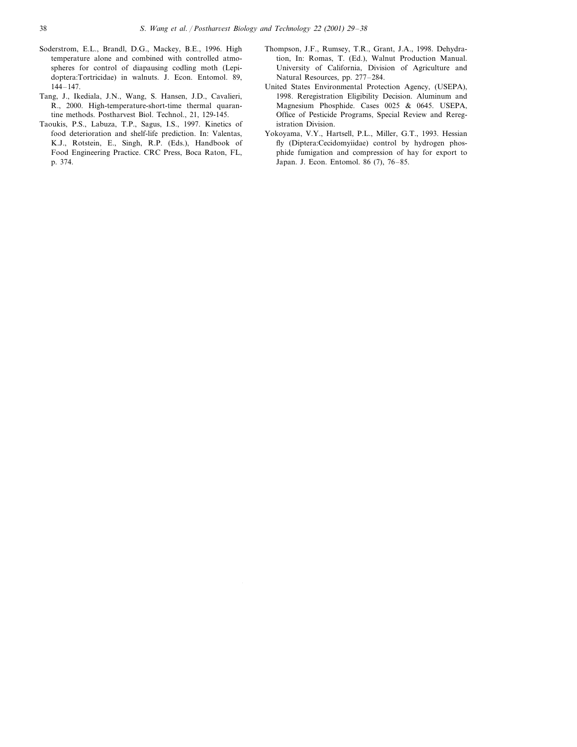Soderstrom, E.L., Brandl, D.G., Mackey, B.E., 1996. High temperature alone and combined with controlled atmospheres for control of diapausing codling moth (Lepidoptera:Tortricidae) in walnuts. J. Econ. Entomol. 89, 144–147.

Tang, J., Ikediala, J.N., Wang, S. Hansen, J.D., Cavalieri, R., 2000. High-temperature-short-time thermal quarantine methods. Postharvest Biol. Technol., 21, 129-145.

Taoukis, P.S., Labuza, T.P., Sagus, I.S., 1997. Kinetics of food deterioration and shelf-life prediction. In: Valentas, K.J., Rotstein, E., Singh, R.P. (Eds.), Handbook of Food Engineering Practice. CRC Press, Boca Raton, FL, p. 374.

Thompson, J.F., Rumsey, T.R., Grant, J.A., 1998. Dehydration, In: Romas, T. (Ed.), Walnut Production Manual. University of California, Division of Agriculture and Natural Resources, pp. 277–284.

United States Environmental Protection Agency, (USEPA), 1998. Reregistration Eligibility Decision. Aluminum and Magnesium Phosphide. Cases 0025 & 0645. USEPA, Office of Pesticide Programs, Special Review and Reregistration Division.

Yokoyama, V.Y., Hartsell, P.L., Miller, G.T., 1993. Hessian fly (Diptera:Cecidomyiidae) control by hydrogen phosphide fumigation and compression of hay for export to Japan. J. Econ. Entomol. 86 (7), 76–85.